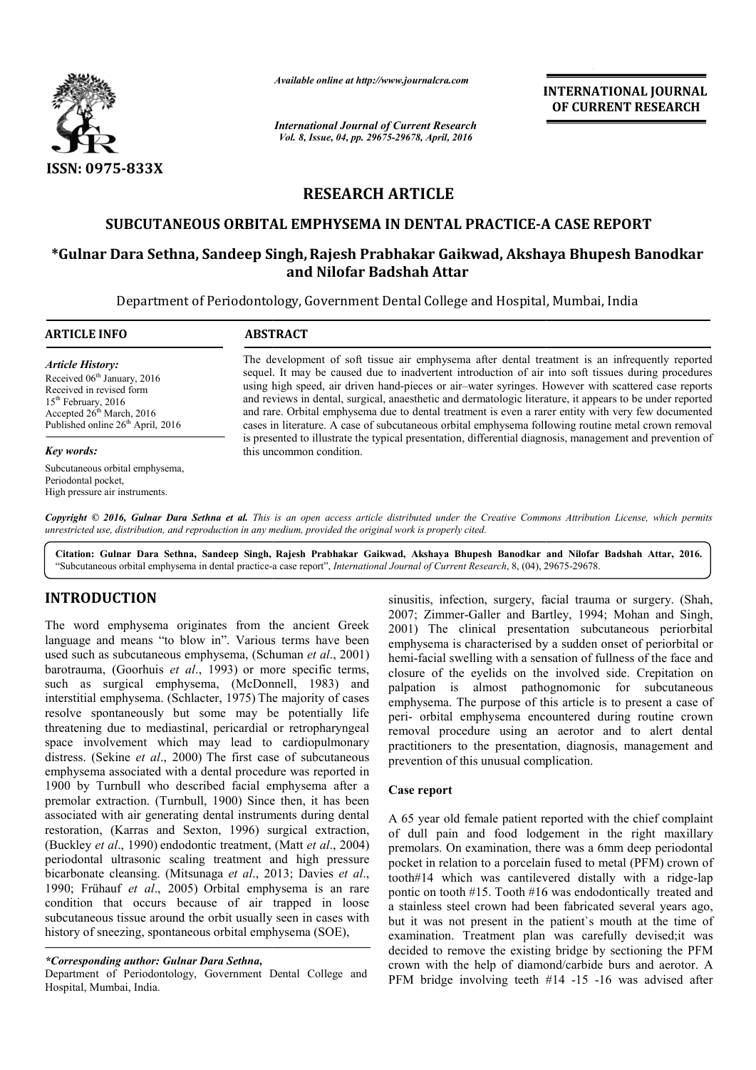ISSN: 0975-833X

*Available online at http://www.journalcra.com*

*International Journal of Current Research*
*Vol. 8, Issue, 04, pp. 29675-29678, April, 2016*

**INTERNATIONAL JOURNAL OF CURRENT RESEARCH**

# RESEARCH ARTICLE

## SUBCUTANEOUS ORBITAL EMPHYSEMA IN DENTAL PRACTICE-A CASE REPORT

**\*Gulnar Dara Sethna, Sandeep Singh, Rajesh Prabhakar Gaikwad, Akshaya Bhupesh Banodkar and Nilofar Badshah Attar**

Department of Periodontology, Government Dental College and Hospital, Mumbai, India

**ARTICLE INFO**

*Article History:*

Received 06th January, 2016
Received in revised form
15th February, 2016
Accepted 26th March, 2016
Published online 26th April, 2016

*Key words:*

Subcutaneous orbital emphysema,
Periodontal pocket,
High pressure air instruments.

**ABSTRACT**

The development of soft tissue air emphysema after dental treatment is an infrequently reported sequel. It may be caused due to inadvertent introduction of air into soft tissues during procedures using high speed, air driven hand-pieces or air–water syringes. However with scattered case reports and reviews in dental, surgical, anaesthetic and dermatologic literature, it appears to be under reported and rare. Orbital emphysema due to dental treatment is even a rarer entity with very few documented cases in literature. A case of subcutaneous orbital emphysema following routine metal crown removal is presented to illustrate the typical presentation, differential diagnosis, management and prevention of this uncommon condition.

*Copyright © 2016, Gulnar Dara Sethna et al. This is an open access article distributed under the Creative Commons Attribution License, which permits unrestricted use, distribution, and reproduction in any medium, provided the original work is properly cited.*

**Citation: Gulnar Dara Sethna, Sandeep Singh, Rajesh Prabhakar Gaikwad, Akshaya Bhupesh Banodkar and Nilofar Badshah Attar, 2016.** "Subcutaneous orbital emphysema in dental practice-a case report", *International Journal of Current Research*, 8, (04), 29675-29678.

# INTRODUCTION

The word emphysema originates from the ancient Greek language and means "to blow in". Various terms have been used such as subcutaneous emphysema, (Schuman *et al*., 2001) barotrauma, (Goorhuis *et al*., 1993) or more specific terms, such as surgical emphysema, (McDonnell, 1983) and interstitial emphysema. (Schlacter, 1975) The majority of cases resolve spontaneously but some may be potentially life threatening due to mediastinal, pericardial or retropharyngeal space involvement which may lead to cardiopulmonary distress. (Sekine *et al*., 2000) The first case of subcutaneous emphysema associated with a dental procedure was reported in 1900 by Turnbull who described facial emphysema after a premolar extraction. (Turnbull, 1900) Since then, it has been associated with air generating dental instruments during dental restoration, (Karras and Sexton, 1996) surgical extraction, (Buckley *et al*., 1990) endodontic treatment, (Matt *et al*., 2004) periodontal ultrasonic scaling treatment and high pressure bicarbonate cleansing. (Mitsunaga *et al*., 2013; Davies *et al*., 1990; Frühauf *et al*., 2005) Orbital emphysema is an rare condition that occurs because of air trapped in loose subcutaneous tissue around the orbit usually seen in cases with history of sneezing, spontaneous orbital emphysema (SOE), sinusitis, infection, surgery, facial trauma or surgery. (Shah, 2007; Zimmer-Galler and Bartley, 1994; Mohan and Singh, 2001) The clinical presentation subcutaneous periorbital emphysema is characterised by a sudden onset of periorbital or hemi-facial swelling with a sensation of fullness of the face and closure of the eyelids on the involved side. Crepitation on palpation is almost pathognomonic for subcutaneous emphysema. The purpose of this article is to present a case of peri- orbital emphysema encountered during routine crown removal procedure using an aerotor and to alert dental practitioners to the presentation, diagnosis, management and prevention of this unusual complication.

*\*Corresponding author: Gulnar Dara Sethna,*
Department of Periodontology, Government Dental College and Hospital, Mumbai, India.

### Case report

A 65 year old female patient reported with the chief complaint of dull pain and food lodgement in the right maxillary premolars. On examination, there was a 6mm deep periodontal pocket in relation to a porcelain fused to metal (PFM) crown of tooth#14 which was cantilevered distally with a ridge-lap pontic on tooth #15. Tooth #16 was endodontically treated and a stainless steel crown had been fabricated several years ago, but it was not present in the patient`s mouth at the time of examination. Treatment plan was carefully devised;it was decided to remove the existing bridge by sectioning the PFM crown with the help of diamond/carbide burs and aerotor. A PFM bridge involving teeth #14 -15 -16 was advised after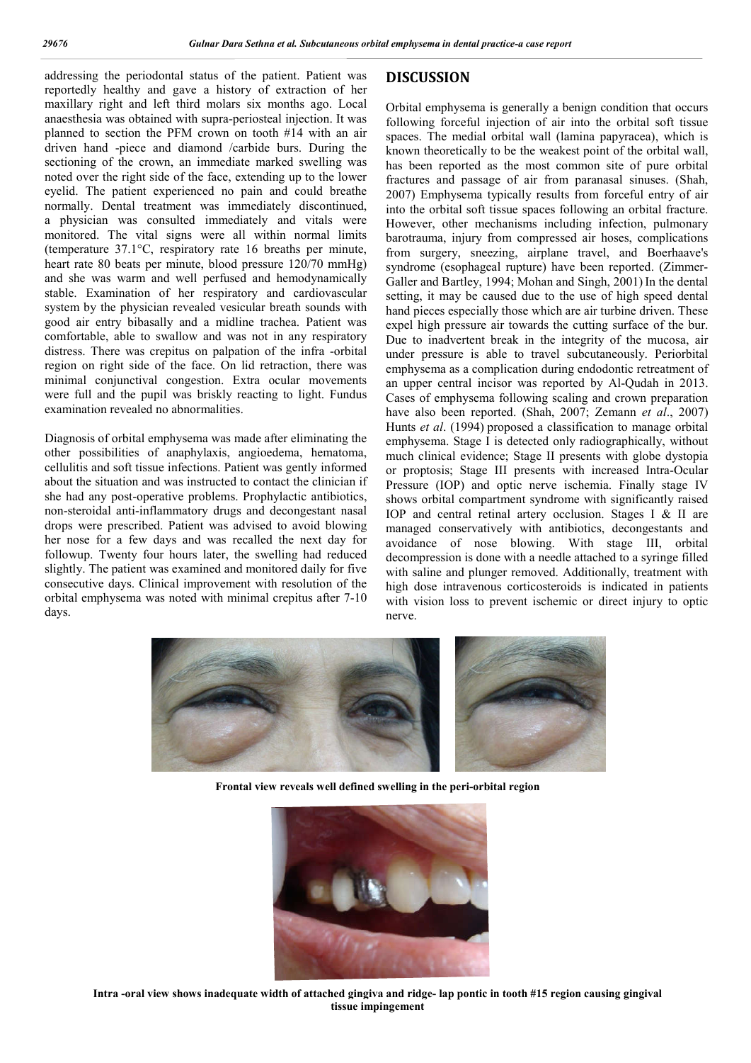addressing the periodontal status of the patient. Patient was reportedly healthy and gave a history of extraction of her maxillary right and left third molars six months ago. Local anaesthesia was obtained with supra-periosteal injection. It was planned to section the PFM crown on tooth #14 with an air driven hand -piece and diamond /carbide burs. During the sectioning of the crown, an immediate marked swelling was noted over the right side of the face, extending up to the lower eyelid. The patient experienced no pain and could breathe normally. Dental treatment was immediately discontinued, a physician was consulted immediately and vitals were monitored. The vital signs were all within normal limits (temperature 37.1°C, respiratory rate 16 breaths per minute, heart rate 80 beats per minute, blood pressure 120/70 mmHg) and she was warm and well perfused and hemodynamically stable. Examination of her respiratory and cardiovascular system by the physician revealed vesicular breath sounds with good air entry bibasally and a midline trachea. Patient was comfortable, able to swallow and was not in any respiratory distress. There was crepitus on palpation of the infra -orbital region on right side of the face. On lid retraction, there was minimal conjunctival congestion. Extra ocular movements were full and the pupil was briskly reacting to light. Fundus examination revealed no abnormalities.

Diagnosis of orbital emphysema was made after eliminating the other possibilities of anaphylaxis, angioedema, hematoma, cellulitis and soft tissue infections. Patient was gently informed about the situation and was instructed to contact the clinician if she had any post-operative problems. Prophylactic antibiotics, non-steroidal anti-inflammatory drugs and decongestant nasal drops were prescribed. Patient was advised to avoid blowing her nose for a few days and was recalled the next day for followup. Twenty four hours later, the swelling had reduced slightly. The patient was examined and monitored daily for five consecutive days. Clinical improvement with resolution of the orbital emphysema was noted with minimal crepitus after 7-10 days.

## DISCUSSION

Orbital emphysema is generally a benign condition that occurs following forceful injection of air into the orbital soft tissue spaces. The medial orbital wall (lamina papyracea), which is known theoretically to be the weakest point of the orbital wall, has been reported as the most common site of pure orbital fractures and passage of air from paranasal sinuses. (Shah, 2007) Emphysema typically results from forceful entry of air into the orbital soft tissue spaces following an orbital fracture. However, other mechanisms including infection, pulmonary barotrauma, injury from compressed air hoses, complications from surgery, sneezing, airplane travel, and Boerhaave's syndrome (esophageal rupture) have been reported. (Zimmer-Galler and Bartley, 1994; Mohan and Singh, 2001) In the dental setting, it may be caused due to the use of high speed dental hand pieces especially those which are air turbine driven. These expel high pressure air towards the cutting surface of the bur. Due to inadvertent break in the integrity of the mucosa, air under pressure is able to travel subcutaneously. Periorbital emphysema as a complication during endodontic retreatment of an upper central incisor was reported by Al-Qudah in 2013. Cases of emphysema following scaling and crown preparation have also been reported. (Shah, 2007; Zemann *et al*., 2007) Hunts *et al*. (1994) proposed a classification to manage orbital emphysema. Stage I is detected only radiographically, without much clinical evidence; Stage II presents with globe dystopia or proptosis; Stage III presents with increased Intra-Ocular Pressure (IOP) and optic nerve ischemia. Finally stage IV shows orbital compartment syndrome with significantly raised IOP and central retinal artery occlusion. Stages I & II are managed conservatively with antibiotics, decongestants and avoidance of nose blowing. With stage III, orbital decompression is done with a needle attached to a syringe filled with saline and plunger removed. Additionally, treatment with high dose intravenous corticosteroids is indicated in patients with vision loss to prevent ischemic or direct injury to optic nerve.

**Frontal view reveals well defined swelling in the peri-orbital region**

**Intra -oral view shows inadequate width of attached gingiva and ridge- lap pontic in tooth #15 region causing gingival tissue impingement**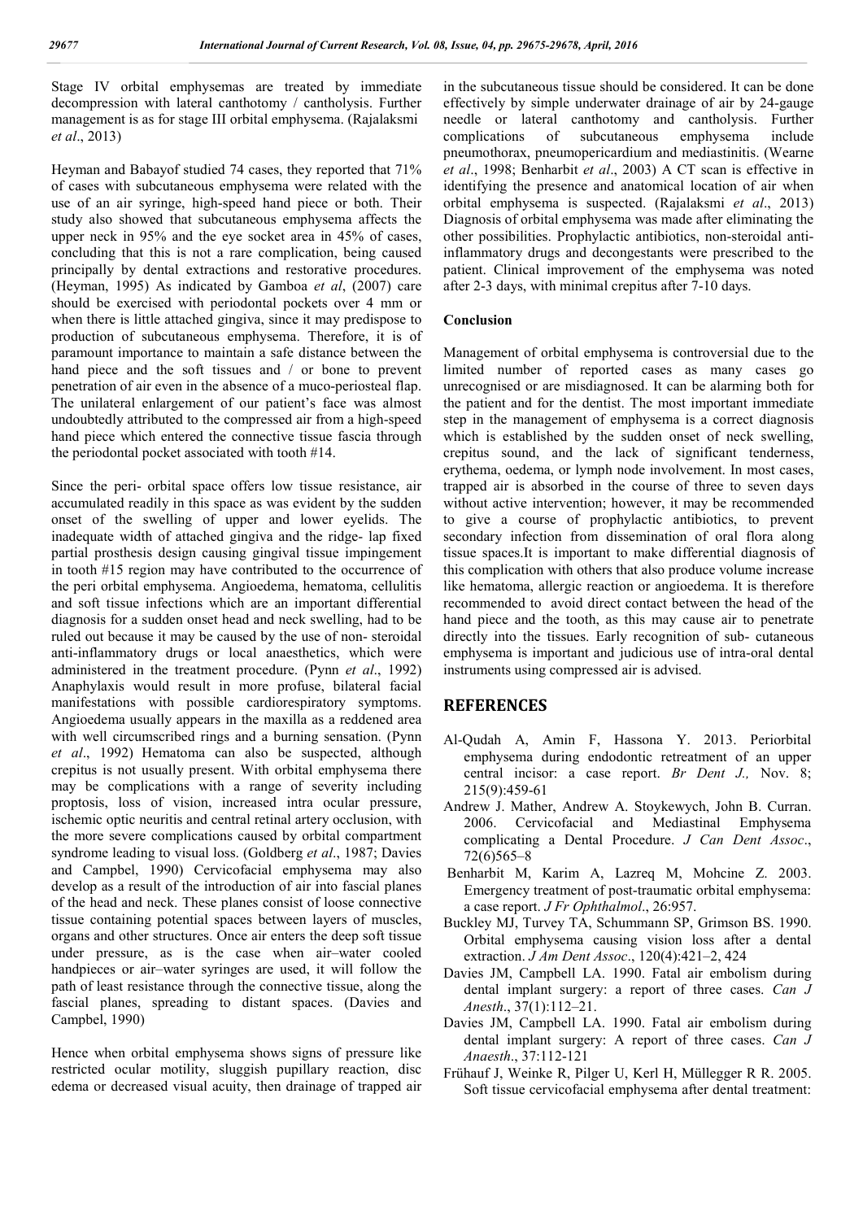Stage IV orbital emphysemas are treated by immediate decompression with lateral canthotomy / cantholysis. Further management is as for stage III orbital emphysema. (Rajalaksmi *et al*., 2013)

Heyman and Babayof studied 74 cases, they reported that 71% of cases with subcutaneous emphysema were related with the use of an air syringe, high-speed hand piece or both. Their study also showed that subcutaneous emphysema affects the upper neck in 95% and the eye socket area in 45% of cases, concluding that this is not a rare complication, being caused principally by dental extractions and restorative procedures. (Heyman, 1995) As indicated by Gamboa *et al*, (2007) care should be exercised with periodontal pockets over 4 mm or when there is little attached gingiva, since it may predispose to production of subcutaneous emphysema. Therefore, it is of paramount importance to maintain a safe distance between the hand piece and the soft tissues and / or bone to prevent penetration of air even in the absence of a muco-periosteal flap. The unilateral enlargement of our patient's face was almost undoubtedly attributed to the compressed air from a high-speed hand piece which entered the connective tissue fascia through the periodontal pocket associated with tooth #14.

Since the peri- orbital space offers low tissue resistance, air accumulated readily in this space as was evident by the sudden onset of the swelling of upper and lower eyelids. The inadequate width of attached gingiva and the ridge- lap fixed partial prosthesis design causing gingival tissue impingement in tooth #15 region may have contributed to the occurrence of the peri orbital emphysema. Angioedema, hematoma, cellulitis and soft tissue infections which are an important differential diagnosis for a sudden onset head and neck swelling, had to be ruled out because it may be caused by the use of non- steroidal anti-inflammatory drugs or local anaesthetics, which were administered in the treatment procedure. (Pynn *et al*., 1992) Anaphylaxis would result in more profuse, bilateral facial manifestations with possible cardiorespiratory symptoms. Angioedema usually appears in the maxilla as a reddened area with well circumscribed rings and a burning sensation. (Pynn *et al*., 1992) Hematoma can also be suspected, although crepitus is not usually present. With orbital emphysema there may be complications with a range of severity including proptosis, loss of vision, increased intra ocular pressure, ischemic optic neuritis and central retinal artery occlusion, with the more severe complications caused by orbital compartment syndrome leading to visual loss. (Goldberg *et al*., 1987; Davies and Campbel, 1990) Cervicofacial emphysema may also develop as a result of the introduction of air into fascial planes of the head and neck. These planes consist of loose connective tissue containing potential spaces between layers of muscles, organs and other structures. Once air enters the deep soft tissue under pressure, as is the case when air–water cooled handpieces or air–water syringes are used, it will follow the path of least resistance through the connective tissue, along the fascial planes, spreading to distant spaces. (Davies and Campbel, 1990)

Hence when orbital emphysema shows signs of pressure like restricted ocular motility, sluggish pupillary reaction, disc edema or decreased visual acuity, then drainage of trapped air in the subcutaneous tissue should be considered. It can be done effectively by simple underwater drainage of air by 24-gauge needle or lateral canthotomy and cantholysis. Further complications of subcutaneous emphysema include pneumothorax, pneumopericardium and mediastinitis. (Wearne *et al*., 1998; Benharbit *et al*., 2003) A CT scan is effective in identifying the presence and anatomical location of air when orbital emphysema is suspected. (Rajalaksmi *et al*., 2013) Diagnosis of orbital emphysema was made after eliminating the other possibilities. Prophylactic antibiotics, non-steroidal anti-inflammatory drugs and decongestants were prescribed to the patient. Clinical improvement of the emphysema was noted after 2-3 days, with minimal crepitus after 7-10 days.

## Conclusion

Management of orbital emphysema is controversial due to the limited number of reported cases as many cases go unrecognised or are misdiagnosed. It can be alarming both for the patient and for the dentist. The most important immediate step in the management of emphysema is a correct diagnosis which is established by the sudden onset of neck swelling, crepitus sound, and the lack of significant tenderness, erythema, oedema, or lymph node involvement. In most cases, trapped air is absorbed in the course of three to seven days without active intervention; however, it may be recommended to give a course of prophylactic antibiotics, to prevent secondary infection from dissemination of oral flora along tissue spaces.It is important to make differential diagnosis of this complication with others that also produce volume increase like hematoma, allergic reaction or angioedema. It is therefore recommended to avoid direct contact between the head of the hand piece and the tooth, as this may cause air to penetrate directly into the tissues. Early recognition of sub- cutaneous emphysema is important and judicious use of intra-oral dental instruments using compressed air is advised.

## REFERENCES

- Al-Qudah A, Amin F, Hassona Y. 2013. Periorbital emphysema during endodontic retreatment of an upper central incisor: a case report. *Br Dent J.,* Nov. 8; 215(9):459-61
- Andrew J. Mather, Andrew A. Stoykewych, John B. Curran. 2006. Cervicofacial and Mediastinal Emphysema complicating a Dental Procedure. *J Can Dent Assoc*., 72(6)565–8
- Benharbit M, Karim A, Lazreq M, Mohcine Z. 2003. Emergency treatment of post-traumatic orbital emphysema: a case report. *J Fr Ophthalmol*., 26:957.
- Buckley MJ, Turvey TA, Schummann SP, Grimson BS. 1990. Orbital emphysema causing vision loss after a dental extraction. *J Am Dent Assoc*., 120(4):421–2, 424
- Davies JM, Campbell LA. 1990. Fatal air embolism during dental implant surgery: a report of three cases. *Can J Anesth*., 37(1):112–21.
- Davies JM, Campbell LA. 1990. Fatal air embolism during dental implant surgery: A report of three cases. *Can J Anaesth*., 37:112-121
- Frühauf J, Weinke R, Pilger U, Kerl H, Müllegger R R. 2005. Soft tissue cervicofacial emphysema after dental treatment: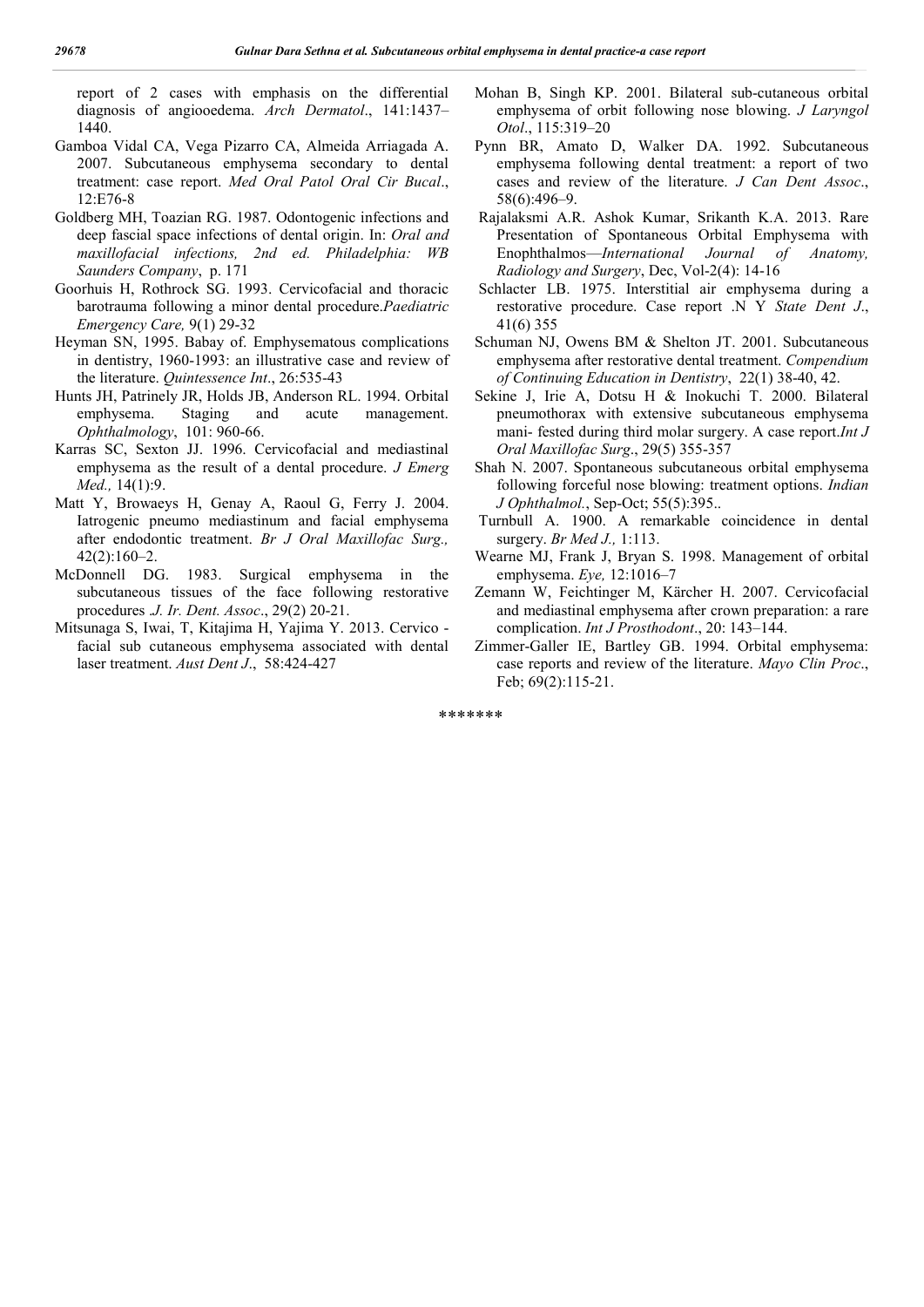report of 2 cases with emphasis on the differential diagnosis of angiooedema. *Arch Dermatol*., 141:1437–1440.

Gamboa Vidal CA, Vega Pizarro CA, Almeida Arriagada A. 2007. Subcutaneous emphysema secondary to dental treatment: case report. *Med Oral Patol Oral Cir Bucal*., 12:E76-8

Goldberg MH, Toazian RG. 1987. Odontogenic infections and deep fascial space infections of dental origin. In: *Oral and maxillofacial infections, 2nd ed. Philadelphia: WB Saunders Company*, p. 171

Goorhuis H, Rothrock SG. 1993. Cervicofacial and thoracic barotrauma following a minor dental procedure.*Paediatric Emergency Care,* 9(1) 29-32

Heyman SN, 1995. Babay of. Emphysematous complications in dentistry, 1960-1993: an illustrative case and review of the literature. *Quintessence Int*., 26:535-43

Hunts JH, Patrinely JR, Holds JB, Anderson RL. 1994. Orbital emphysema. Staging and acute management. *Ophthalmology*, 101: 960-66.

Karras SC, Sexton JJ. 1996. Cervicofacial and mediastinal emphysema as the result of a dental procedure. *J Emerg Med.,* 14(1):9.

Matt Y, Browaeys H, Genay A, Raoul G, Ferry J. 2004. Iatrogenic pneumo mediastinum and facial emphysema after endodontic treatment. *Br J Oral Maxillofac Surg.,* 42(2):160–2.

McDonnell DG. 1983. Surgical emphysema in the subcutaneous tissues of the face following restorative procedures .*J. Ir. Dent. Assoc*., 29(2) 20-21.

Mitsunaga S, Iwai, T, Kitajima H, Yajima Y. 2013. Cervico - facial sub cutaneous emphysema associated with dental laser treatment. *Aust Dent J*., 58:424-427

Mohan B, Singh KP. 2001. Bilateral sub-cutaneous orbital emphysema of orbit following nose blowing. *J Laryngol Otol*., 115:319–20

Pynn BR, Amato D, Walker DA. 1992. Subcutaneous emphysema following dental treatment: a report of two cases and review of the literature. *J Can Dent Assoc*., 58(6):496–9.

Rajalaksmi A.R. Ashok Kumar, Srikanth K.A. 2013. Rare Presentation of Spontaneous Orbital Emphysema with Enophthalmos—*International Journal of Anatomy, Radiology and Surgery*, Dec, Vol-2(4): 14-16

Schlacter LB. 1975. Interstitial air emphysema during a restorative procedure. Case report .N Y *State Dent J*., 41(6) 355

Schuman NJ, Owens BM & Shelton JT. 2001. Subcutaneous emphysema after restorative dental treatment. *Compendium of Continuing Education in Dentistry*, 22(1) 38-40, 42.

Sekine J, Irie A, Dotsu H & Inokuchi T. 2000. Bilateral pneumothorax with extensive subcutaneous emphysema mani- fested during third molar surgery. A case report.*Int J Oral Maxillofac Surg*., 29(5) 355-357

Shah N. 2007. Spontaneous subcutaneous orbital emphysema following forceful nose blowing: treatment options. *Indian J Ophthalmol.*, Sep-Oct; 55(5):395..

Turnbull A. 1900. A remarkable coincidence in dental surgery. *Br Med J.,* 1:113.

Wearne MJ, Frank J, Bryan S. 1998. Management of orbital emphysema. *Eye,* 12:1016–7

Zemann W, Feichtinger M, Kärcher H. 2007. Cervicofacial and mediastinal emphysema after crown preparation: a rare complication. *Int J Prosthodont*., 20: 143–144.

Zimmer-Galler IE, Bartley GB. 1994. Orbital emphysema: case reports and review of the literature. *Mayo Clin Proc*., Feb; 69(2):115-21.

\*\*\*\*\*\*\*